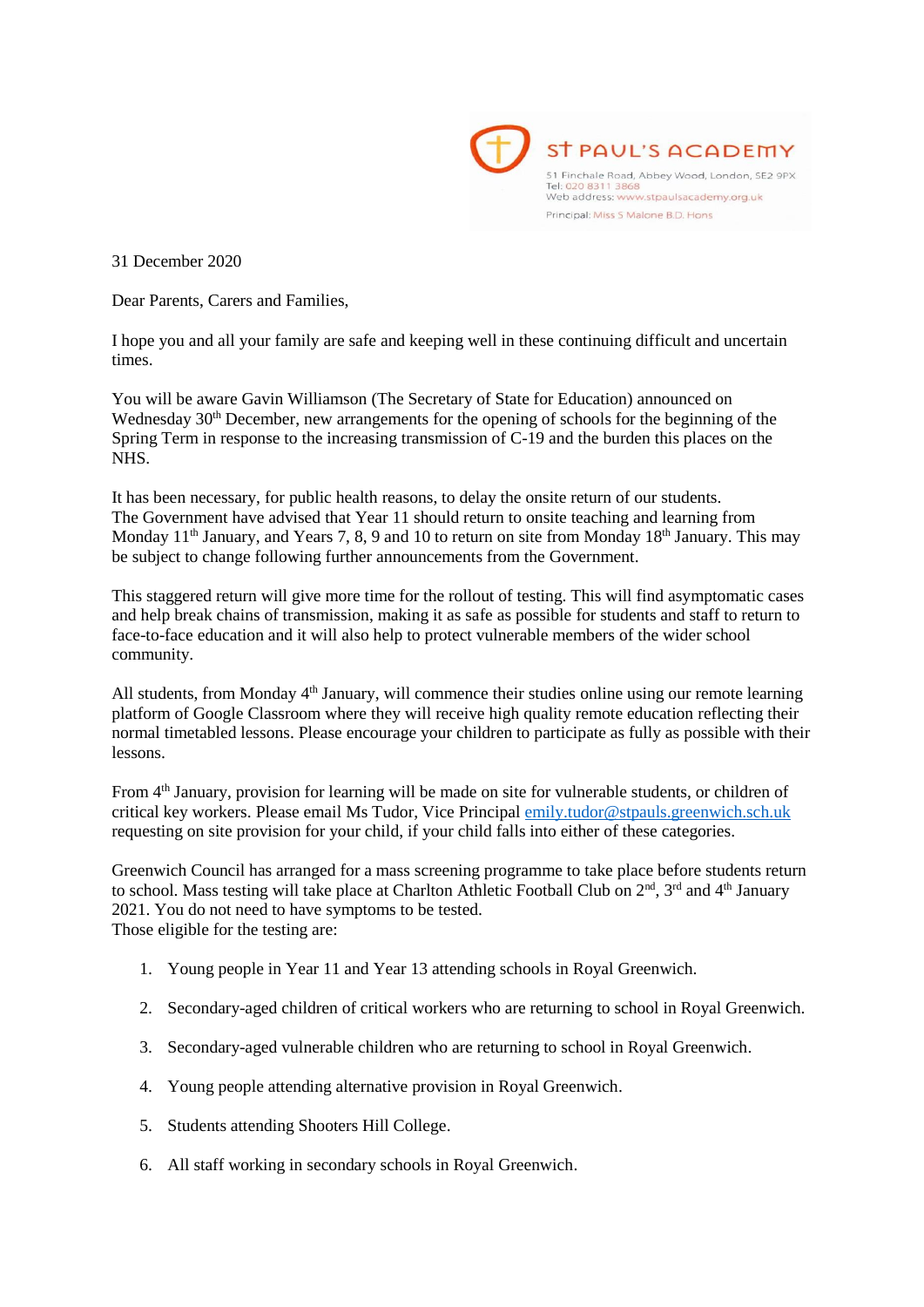St Paul's Academy

51 Finchale Road, Abbey Wood, London, SE2 9PX
Tel: 020 8311 3868
Web address: www.stpaulsacademy.org.uk
Principal: Miss S Malone B.D. Hons

31 December 2020

Dear Parents, Carers and Families,

I hope you and all your family are safe and keeping well in these continuing difficult and uncertain times.

You will be aware Gavin Williamson (The Secretary of State for Education) announced on Wednesday 30th December, new arrangements for the opening of schools for the beginning of the Spring Term in response to the increasing transmission of C-19 and the burden this places on the NHS.

It has been necessary, for public health reasons, to delay the onsite return of our students. The Government have advised that Year 11 should return to onsite teaching and learning from Monday 11th January, and Years 7, 8, 9 and 10 to return on site from Monday 18th January. This may be subject to change following further announcements from the Government.

This staggered return will give more time for the rollout of testing. This will find asymptomatic cases and help break chains of transmission, making it as safe as possible for students and staff to return to face-to-face education and it will also help to protect vulnerable members of the wider school community.

All students, from Monday 4th January, will commence their studies online using our remote learning platform of Google Classroom where they will receive high quality remote education reflecting their normal timetabled lessons. Please encourage your children to participate as fully as possible with their lessons.

From 4th January, provision for learning will be made on site for vulnerable students, or children of critical key workers. Please email Ms Tudor, Vice Principal emily.tudor@stpauls.greenwich.sch.uk requesting on site provision for your child, if your child falls into either of these categories.

Greenwich Council has arranged for a mass screening programme to take place before students return to school. Mass testing will take place at Charlton Athletic Football Club on 2nd, 3rd and 4th January 2021. You do not need to have symptoms to be tested.
Those eligible for the testing are:

1. Young people in Year 11 and Year 13 attending schools in Royal Greenwich.
2. Secondary-aged children of critical workers who are returning to school in Royal Greenwich.
3. Secondary-aged vulnerable children who are returning to school in Royal Greenwich.
4. Young people attending alternative provision in Royal Greenwich.
5. Students attending Shooters Hill College.
6. All staff working in secondary schools in Royal Greenwich.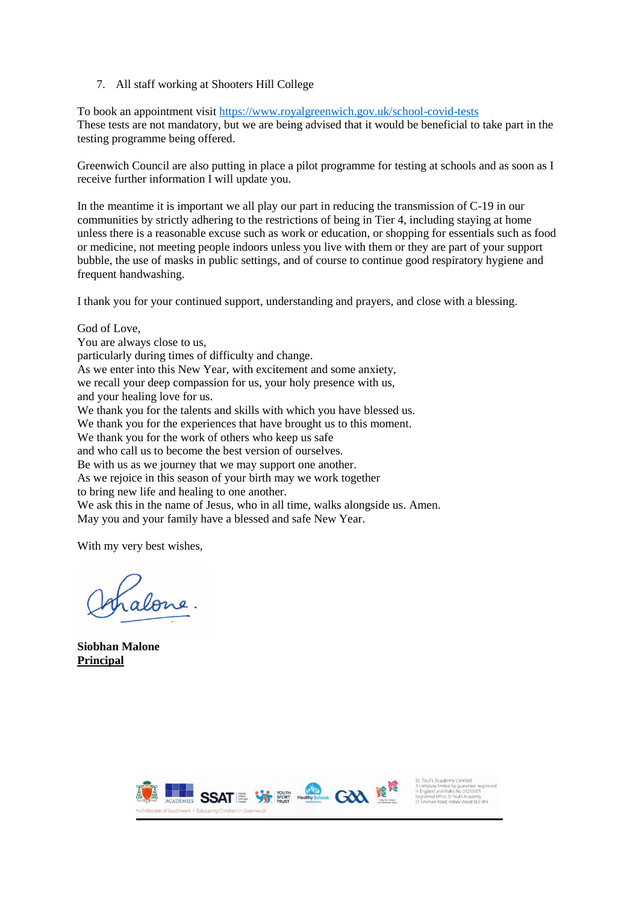7. All staff working at Shooters Hill College

To book an appointment visit https://www.royalgreenwich.gov.uk/school-covid-tests
These tests are not mandatory, but we are being advised that it would be beneficial to take part in the testing programme being offered.

Greenwich Council are also putting in place a pilot programme for testing at schools and as soon as I receive further information I will update you.

In the meantime it is important we all play our part in reducing the transmission of C-19 in our communities by strictly adhering to the restrictions of being in Tier 4, including staying at home unless there is a reasonable excuse such as work or education, or shopping for essentials such as food or medicine, not meeting people indoors unless you live with them or they are part of your support bubble, the use of masks in public settings, and of course to continue good respiratory hygiene and frequent handwashing.

I thank you for your continued support, understanding and prayers, and close with a blessing.

God of Love,
You are always close to us,
particularly during times of difficulty and change.
As we enter into this New Year, with excitement and some anxiety,
we recall your deep compassion for us, your holy presence with us,
and your healing love for us.
We thank you for the talents and skills with which you have blessed us.
We thank you for the experiences that have brought us to this moment.
We thank you for the work of others who keep us safe
and who call us to become the best version of ourselves.
Be with us as we journey that we may support one another.
As we rejoice in this season of your birth may we work together
to bring new life and healing to one another.
We ask this in the name of Jesus, who in all time, walks alongside us. Amen.
May you and your family have a blessed and safe New Year.

With my very best wishes,

**Siobhan Malone**
**Principal**

Archdiocese of Southwark • Educating Children in Greenwich

St. Paul's Academy Limited
A company limited by guarantee, registered in England and Wales No. 05210075
Registered office: St Paul's Academy, 51 Finchale Road, Abbey Wood SE2 9PX